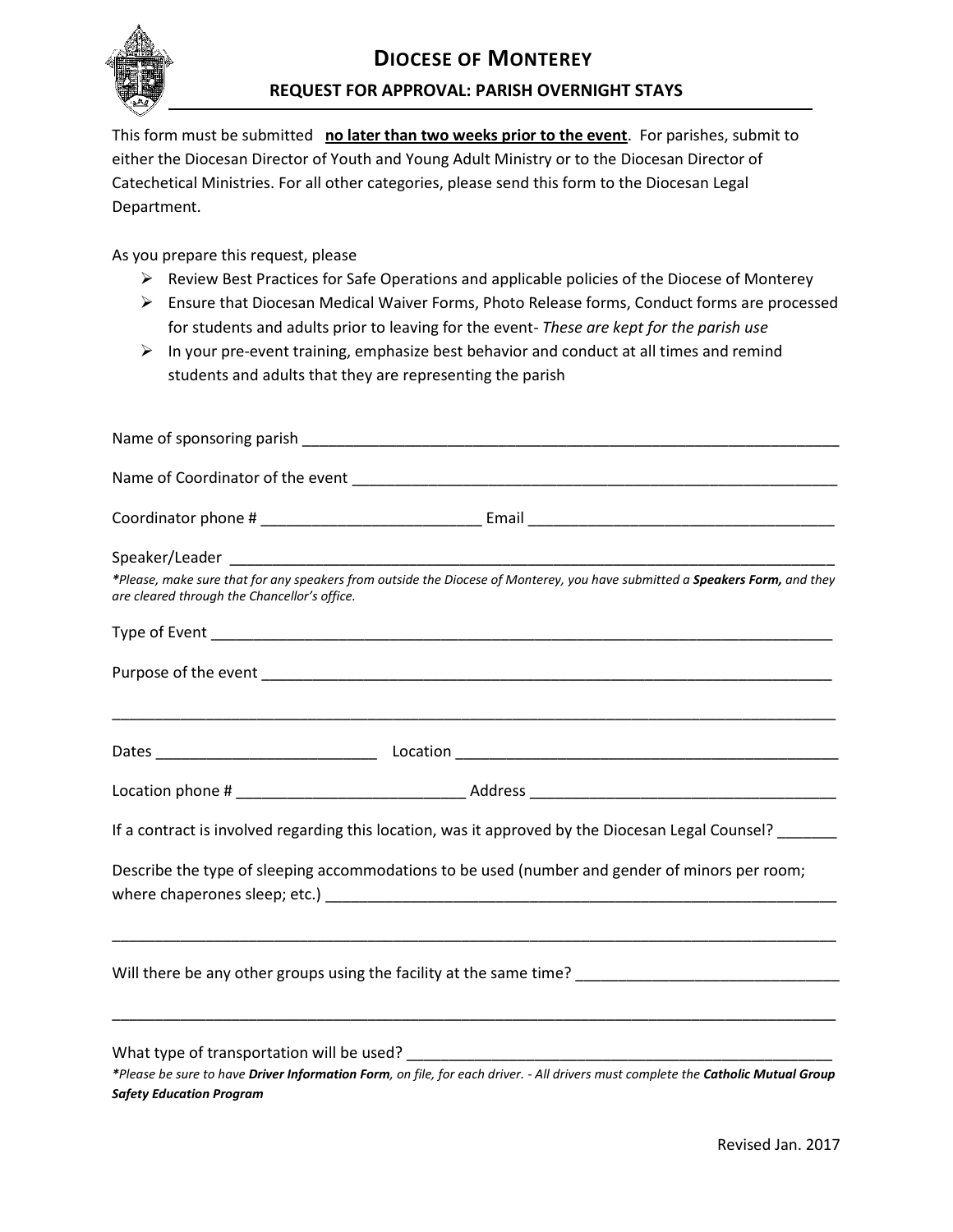# Diocese of Monterey

## REQUEST FOR APPROVAL: PARISH OVERNIGHT STAYS

This form must be submitted **no later than two weeks prior to the event**. For parishes, submit to either the Diocesan Director of Youth and Young Adult Ministry or to the Diocesan Director of Catechetical Ministries. For all other categories, please send this form to the Diocesan Legal Department.

As you prepare this request, please

- Review Best Practices for Safe Operations and applicable policies of the Diocese of Monterey
- Ensure that Diocesan Medical Waiver Forms, Photo Release forms, Conduct forms are processed for students and adults prior to leaving for the event- *These are kept for the parish use*
- In your pre-event training, emphasize best behavior and conduct at all times and remind students and adults that they are representing the parish

Name of sponsoring parish ____________________________________________________________

Name of Coordinator of the event ______________________________________________________

Coordinator phone # _________________________ Email ___________________________________

Speaker/Leader _____________________________________________________________________

*\*Please, make sure that for any speakers from outside the Diocese of Monterey, you have submitted a **Speakers Form,** and they are cleared through the Chancellor's office.*

Type of Event ______________________________________________________________________

Purpose of the event _________________________________________________________________

______________________________________________________________________________________

Dates _________________________ Location ___________________________________________

Location phone # _________________________ Address ___________________________________

If a contract is involved regarding this location, was it approved by the Diocesan Legal Counsel? _______

Describe the type of sleeping accommodations to be used (number and gender of minors per room; where chaperones sleep; etc.) _____________________________________________________

______________________________________________________________________________________

Will there be any other groups using the facility at the same time? _____________________________

______________________________________________________________________________________

What type of transportation will be used? ________________________________________________

*\*Please be sure to have **Driver Information Form**, on file, for each driver. - All drivers must complete the **Catholic Mutual Group Safety Education Program***

Revised Jan. 2017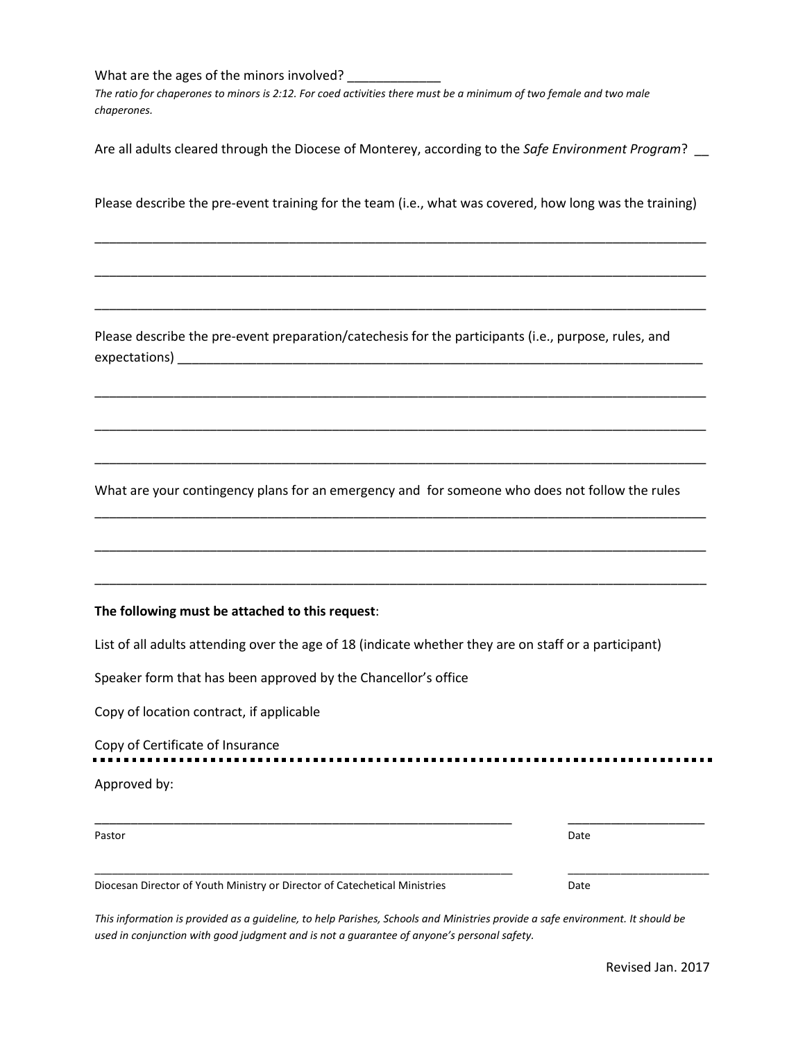What are the ages of the minors involved? _____________

*The ratio for chaperones to minors is 2:12. For coed activities there must be a minimum of two female and two male chaperones.*

Are all adults cleared through the Diocese of Monterey, according to the *Safe Environment Program*? __

Please describe the pre-event training for the team (i.e., what was covered, how long was the training)

_______________________________________________________________________________

_______________________________________________________________________________

_______________________________________________________________________________

Please describe the pre-event preparation/catechesis for the participants (i.e., purpose, rules, and expectations) ___________________________________________________________________

_______________________________________________________________________________

_______________________________________________________________________________

_______________________________________________________________________________

What are your contingency plans for an emergency and for someone who does not follow the rules

_______________________________________________________________________________

_______________________________________________________________________________

_______________________________________________________________________________

**The following must be attached to this request**:

List of all adults attending over the age of 18 (indicate whether they are on staff or a participant)

Speaker form that has been approved by the Chancellor's office

Copy of location contract, if applicable

Copy of Certificate of Insurance

---

Approved by:

_______________________________________________________ ___________________

Pastor Date

_______________________________________________________ ___________________

Diocesan Director of Youth Ministry or Director of Catechetical Ministries Date

*This information is provided as a guideline, to help Parishes, Schools and Ministries provide a safe environment. It should be used in conjunction with good judgment and is not a guarantee of anyone's personal safety.*

Revised Jan. 2017